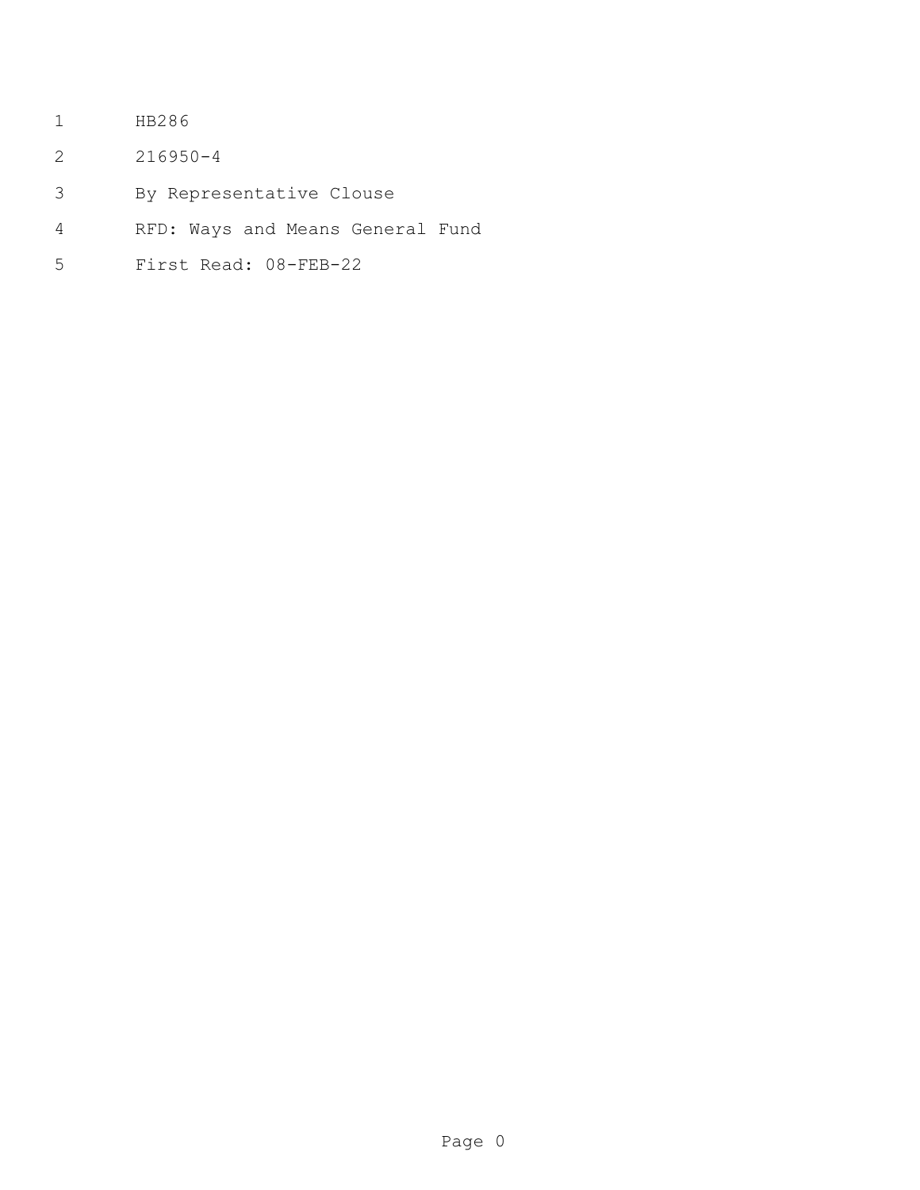HB286

216950-4

By Representative Clouse

RFD: Ways and Means General Fund

First Read: 08-FEB-22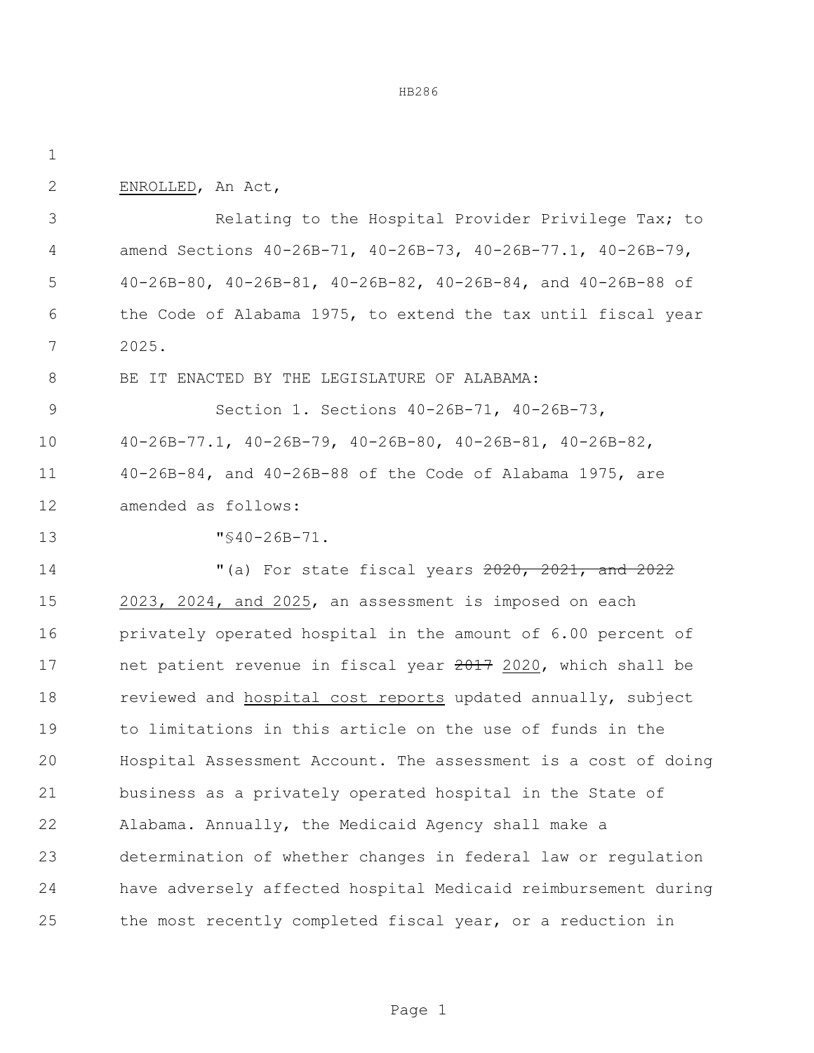ENROLLED, An Act,

Relating to the Hospital Provider Privilege Tax; to amend Sections 40-26B-71, 40-26B-73, 40-26B-77.1, 40-26B-79, 40-26B-80, 40-26B-81, 40-26B-82, 40-26B-84, and 40-26B-88 of the Code of Alabama 1975, to extend the tax until fiscal year 2025.

BE IT ENACTED BY THE LEGISLATURE OF ALABAMA:

Section 1. Sections 40-26B-71, 40-26B-73, 40-26B-77.1, 40-26B-79, 40-26B-80, 40-26B-81, 40-26B-82, 40-26B-84, and 40-26B-88 of the Code of Alabama 1975, are amended as follows:

"§40-26B-71.

"(a) For state fiscal years ~~2020, 2021, and 2022~~ 2023, 2024, and 2025, an assessment is imposed on each privately operated hospital in the amount of 6.00 percent of net patient revenue in fiscal year ~~2017~~ 2020, which shall be reviewed and hospital cost reports updated annually, subject to limitations in this article on the use of funds in the Hospital Assessment Account. The assessment is a cost of doing business as a privately operated hospital in the State of Alabama. Annually, the Medicaid Agency shall make a determination of whether changes in federal law or regulation have adversely affected hospital Medicaid reimbursement during the most recently completed fiscal year, or a reduction in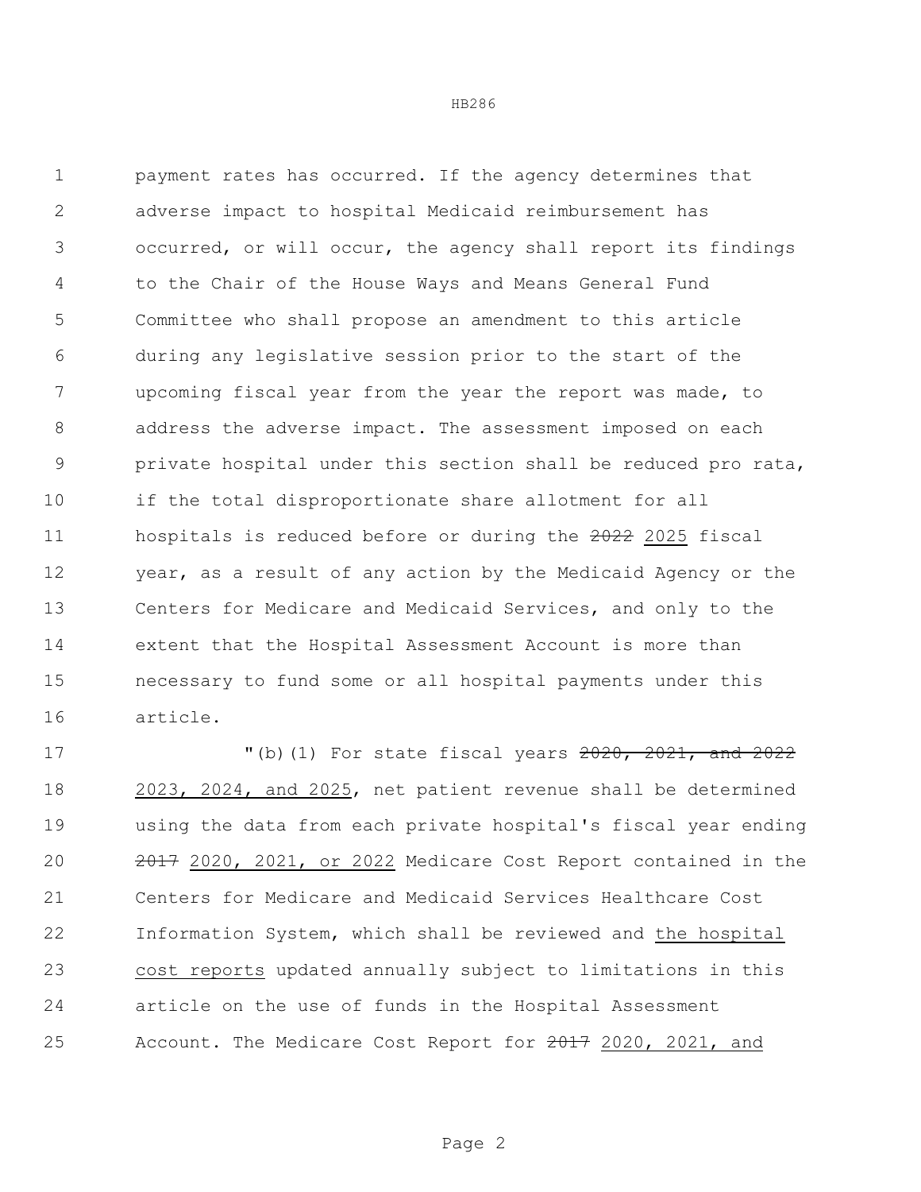payment rates has occurred. If the agency determines that adverse impact to hospital Medicaid reimbursement has occurred, or will occur, the agency shall report its findings to the Chair of the House Ways and Means General Fund Committee who shall propose an amendment to this article during any legislative session prior to the start of the upcoming fiscal year from the year the report was made, to address the adverse impact. The assessment imposed on each private hospital under this section shall be reduced pro rata, if the total disproportionate share allotment for all hospitals is reduced before or during the ~~2022~~ 2025 fiscal year, as a result of any action by the Medicaid Agency or the Centers for Medicare and Medicaid Services, and only to the extent that the Hospital Assessment Account is more than necessary to fund some or all hospital payments under this article.

"(b)(1) For state fiscal years ~~2020, 2021, and 2022~~ 2023, 2024, and 2025, net patient revenue shall be determined using the data from each private hospital's fiscal year ending ~~2017~~ 2020, 2021, or 2022 Medicare Cost Report contained in the Centers for Medicare and Medicaid Services Healthcare Cost Information System, which shall be reviewed and the hospital cost reports updated annually subject to limitations in this article on the use of funds in the Hospital Assessment Account. The Medicare Cost Report for ~~2017~~ 2020, 2021, and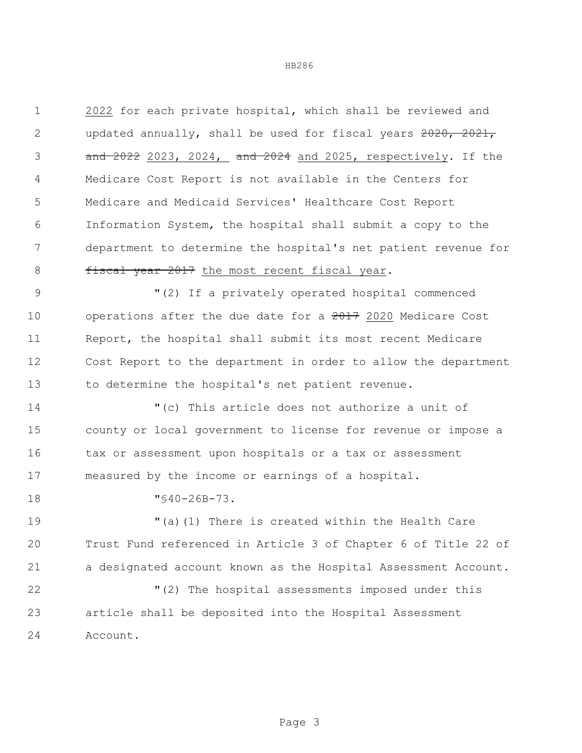2022 for each private hospital, which shall be reviewed and updated annually, shall be used for fiscal years ~~2020, 2021, and 2022~~ 2023, 2024, ~~and 2024~~ and 2025, respectively. If the Medicare Cost Report is not available in the Centers for Medicare and Medicaid Services' Healthcare Cost Report Information System, the hospital shall submit a copy to the department to determine the hospital's net patient revenue for ~~fiscal year 2017~~ the most recent fiscal year.

"(2) If a privately operated hospital commenced operations after the due date for a ~~2017~~ 2020 Medicare Cost Report, the hospital shall submit its most recent Medicare Cost Report to the department in order to allow the department to determine the hospital's net patient revenue.

"(c) This article does not authorize a unit of county or local government to license for revenue or impose a tax or assessment upon hospitals or a tax or assessment measured by the income or earnings of a hospital.

"§40-26B-73.

"(a)(1) There is created within the Health Care Trust Fund referenced in Article 3 of Chapter 6 of Title 22 of a designated account known as the Hospital Assessment Account.

"(2) The hospital assessments imposed under this article shall be deposited into the Hospital Assessment Account.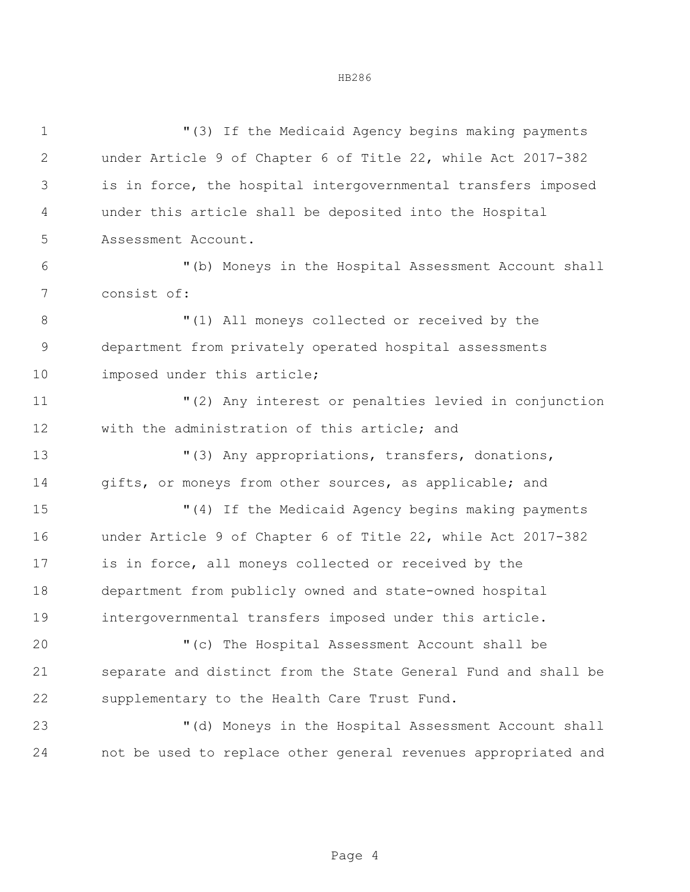"(3) If the Medicaid Agency begins making payments under Article 9 of Chapter 6 of Title 22, while Act 2017-382 is in force, the hospital intergovernmental transfers imposed under this article shall be deposited into the Hospital Assessment Account.

"(b) Moneys in the Hospital Assessment Account shall consist of:

"(1) All moneys collected or received by the department from privately operated hospital assessments imposed under this article;

"(2) Any interest or penalties levied in conjunction with the administration of this article; and

"(3) Any appropriations, transfers, donations, gifts, or moneys from other sources, as applicable; and

"(4) If the Medicaid Agency begins making payments under Article 9 of Chapter 6 of Title 22, while Act 2017-382 is in force, all moneys collected or received by the department from publicly owned and state-owned hospital intergovernmental transfers imposed under this article.

"(c) The Hospital Assessment Account shall be separate and distinct from the State General Fund and shall be supplementary to the Health Care Trust Fund.

"(d) Moneys in the Hospital Assessment Account shall not be used to replace other general revenues appropriated and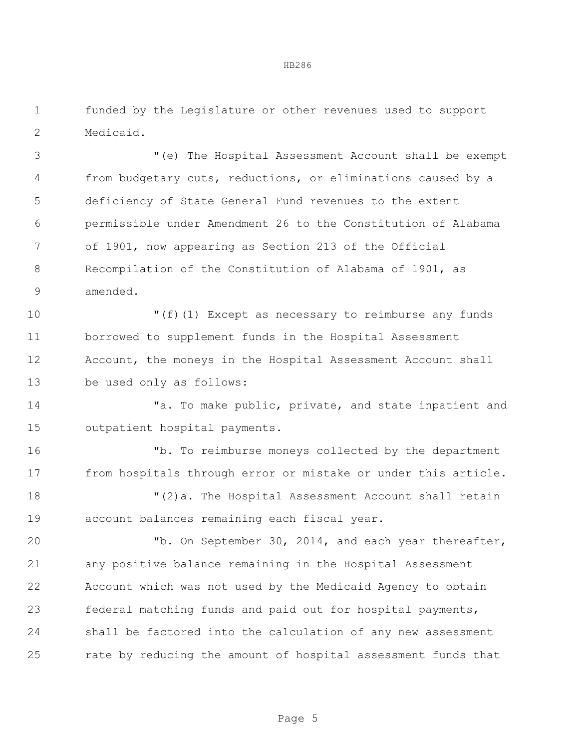funded by the Legislature or other revenues used to support Medicaid.

"(e) The Hospital Assessment Account shall be exempt from budgetary cuts, reductions, or eliminations caused by a deficiency of State General Fund revenues to the extent permissible under Amendment 26 to the Constitution of Alabama of 1901, now appearing as Section 213 of the Official Recompilation of the Constitution of Alabama of 1901, as amended.

"(f)(1) Except as necessary to reimburse any funds borrowed to supplement funds in the Hospital Assessment Account, the moneys in the Hospital Assessment Account shall be used only as follows:

"a. To make public, private, and state inpatient and outpatient hospital payments.

"b. To reimburse moneys collected by the department from hospitals through error or mistake or under this article.

"(2)a. The Hospital Assessment Account shall retain account balances remaining each fiscal year.

"b. On September 30, 2014, and each year thereafter, any positive balance remaining in the Hospital Assessment Account which was not used by the Medicaid Agency to obtain federal matching funds and paid out for hospital payments, shall be factored into the calculation of any new assessment rate by reducing the amount of hospital assessment funds that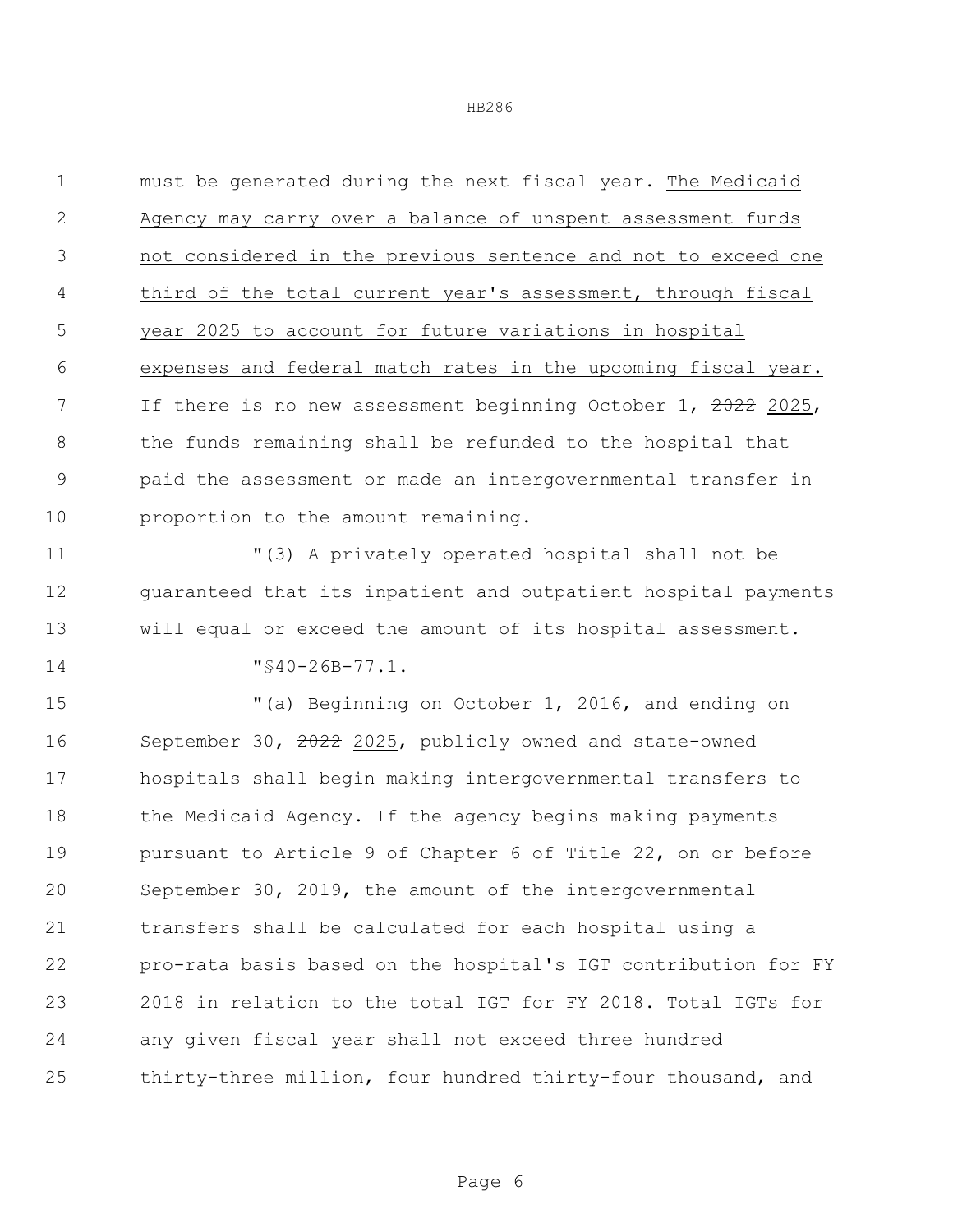must be generated during the next fiscal year. <u>The Medicaid Agency may carry over a balance of unspent assessment funds not considered in the previous sentence and not to exceed one third of the total current year's assessment, through fiscal year 2025 to account for future variations in hospital expenses and federal match rates in the upcoming fiscal year.</u> If there is no new assessment beginning October 1, ~~2022~~ <u>2025</u>, the funds remaining shall be refunded to the hospital that paid the assessment or made an intergovernmental transfer in proportion to the amount remaining.

"(3) A privately operated hospital shall not be guaranteed that its inpatient and outpatient hospital payments will equal or exceed the amount of its hospital assessment.

"§40-26B-77.1.

"(a) Beginning on October 1, 2016, and ending on September 30, ~~2022~~ <u>2025</u>, publicly owned and state-owned hospitals shall begin making intergovernmental transfers to the Medicaid Agency. If the agency begins making payments pursuant to Article 9 of Chapter 6 of Title 22, on or before September 30, 2019, the amount of the intergovernmental transfers shall be calculated for each hospital using a pro-rata basis based on the hospital's IGT contribution for FY 2018 in relation to the total IGT for FY 2018. Total IGTs for any given fiscal year shall not exceed three hundred thirty-three million, four hundred thirty-four thousand, and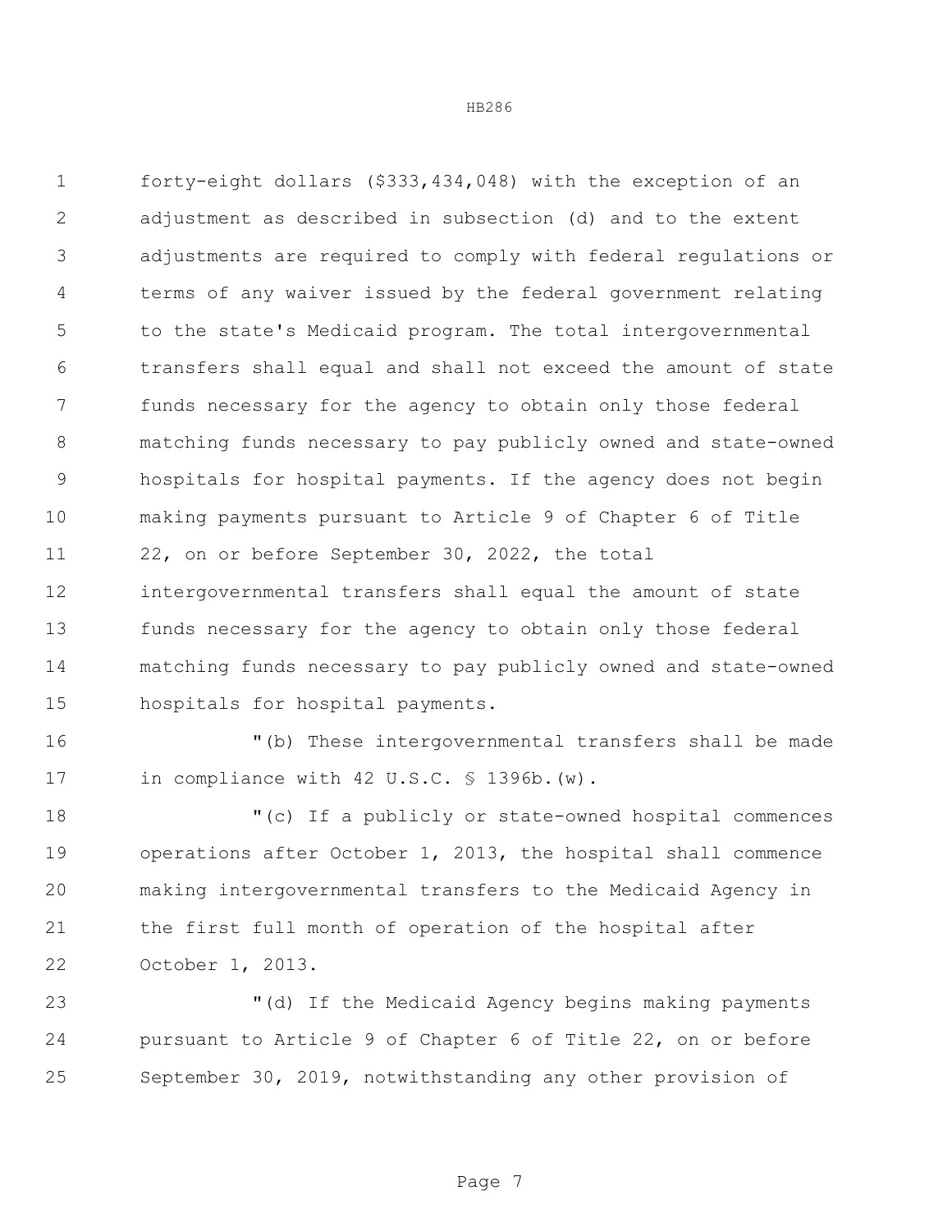forty-eight dollars ($333,434,048) with the exception of an adjustment as described in subsection (d) and to the extent adjustments are required to comply with federal regulations or terms of any waiver issued by the federal government relating to the state's Medicaid program. The total intergovernmental transfers shall equal and shall not exceed the amount of state funds necessary for the agency to obtain only those federal matching funds necessary to pay publicly owned and state-owned hospitals for hospital payments. If the agency does not begin making payments pursuant to Article 9 of Chapter 6 of Title 22, on or before September 30, 2022, the total intergovernmental transfers shall equal the amount of state funds necessary for the agency to obtain only those federal matching funds necessary to pay publicly owned and state-owned hospitals for hospital payments.

"(b) These intergovernmental transfers shall be made in compliance with 42 U.S.C. § 1396b.(w).

"(c) If a publicly or state-owned hospital commences operations after October 1, 2013, the hospital shall commence making intergovernmental transfers to the Medicaid Agency in the first full month of operation of the hospital after October 1, 2013.

"(d) If the Medicaid Agency begins making payments pursuant to Article 9 of Chapter 6 of Title 22, on or before September 30, 2019, notwithstanding any other provision of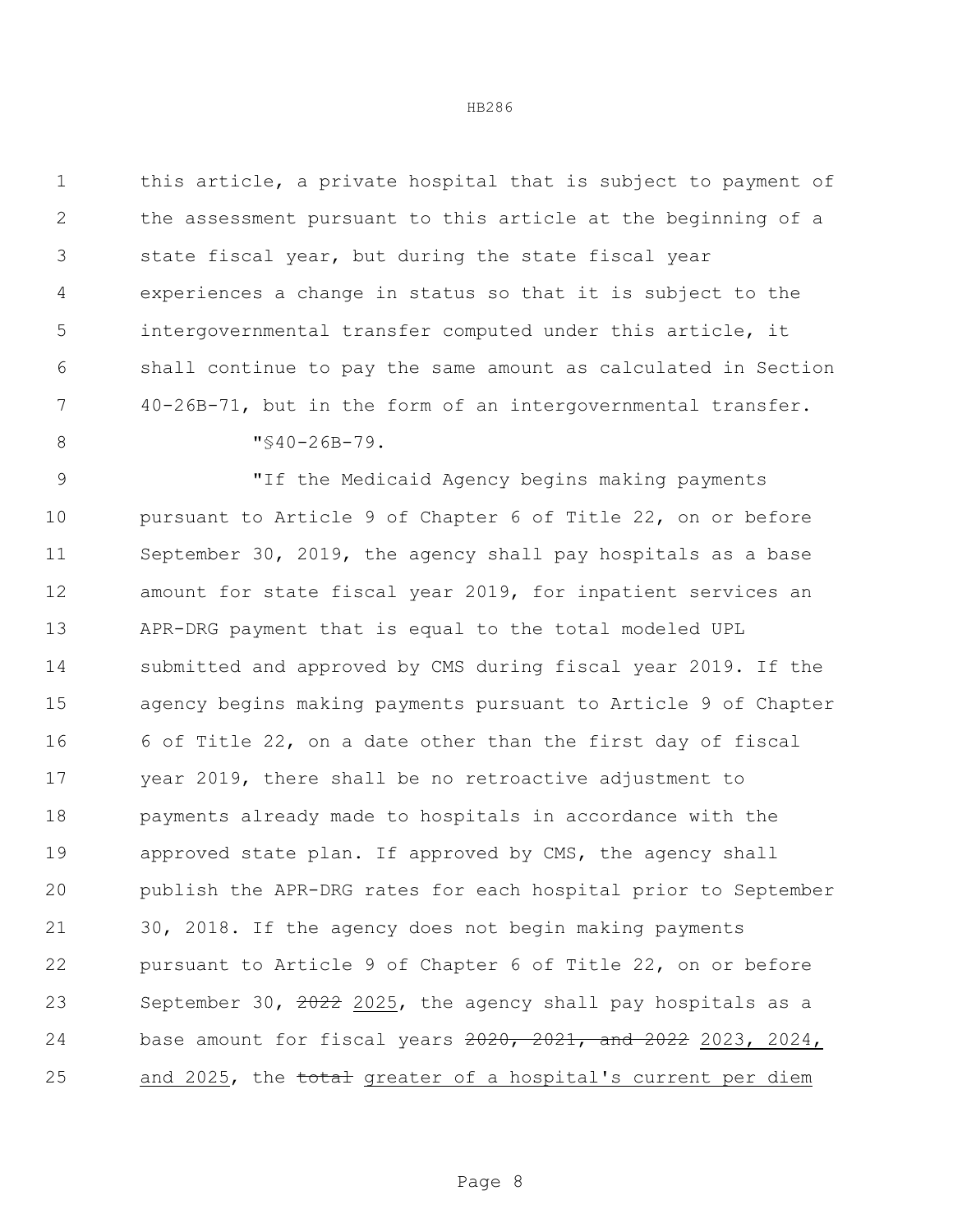this article, a private hospital that is subject to payment of the assessment pursuant to this article at the beginning of a state fiscal year, but during the state fiscal year experiences a change in status so that it is subject to the intergovernmental transfer computed under this article, it shall continue to pay the same amount as calculated in Section 40-26B-71, but in the form of an intergovernmental transfer.

"§40-26B-79.

"If the Medicaid Agency begins making payments pursuant to Article 9 of Chapter 6 of Title 22, on or before September 30, 2019, the agency shall pay hospitals as a base amount for state fiscal year 2019, for inpatient services an APR-DRG payment that is equal to the total modeled UPL submitted and approved by CMS during fiscal year 2019. If the agency begins making payments pursuant to Article 9 of Chapter 6 of Title 22, on a date other than the first day of fiscal year 2019, there shall be no retroactive adjustment to payments already made to hospitals in accordance with the approved state plan. If approved by CMS, the agency shall publish the APR-DRG rates for each hospital prior to September 30, 2018. If the agency does not begin making payments pursuant to Article 9 of Chapter 6 of Title 22, on or before September 30, ~~2022~~ 2025, the agency shall pay hospitals as a base amount for fiscal years ~~2020, 2021, and 2022~~ 2023, 2024, and 2025, the ~~total~~ greater of a hospital's current per diem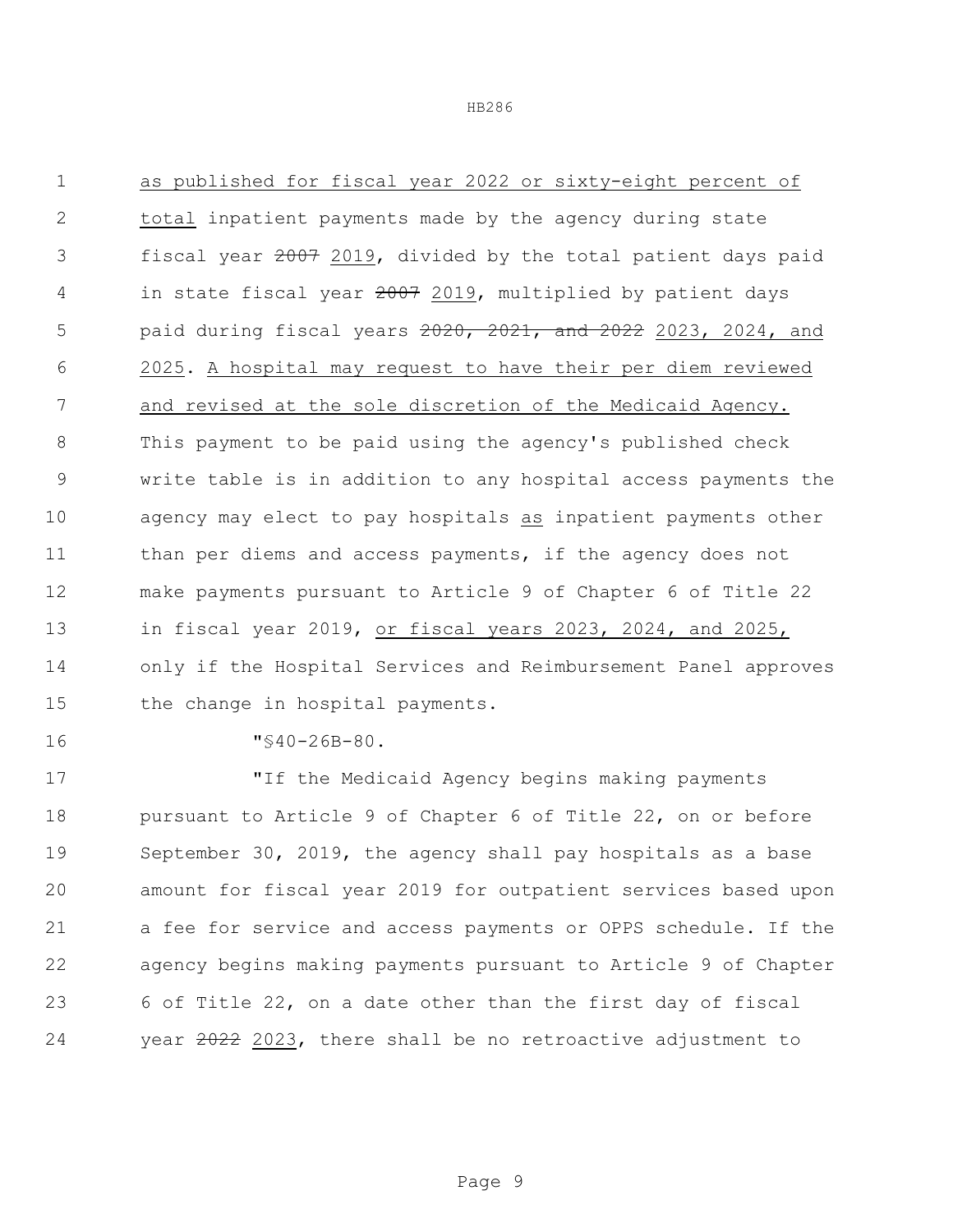as published for fiscal year 2022 or sixty-eight percent of total inpatient payments made by the agency during state fiscal year ~~2007~~ 2019, divided by the total patient days paid in state fiscal year ~~2007~~ 2019, multiplied by patient days paid during fiscal years ~~2020, 2021, and 2022~~ 2023, 2024, and 2025. A hospital may request to have their per diem reviewed and revised at the sole discretion of the Medicaid Agency. This payment to be paid using the agency's published check write table is in addition to any hospital access payments the agency may elect to pay hospitals as inpatient payments other than per diems and access payments, if the agency does not make payments pursuant to Article 9 of Chapter 6 of Title 22 in fiscal year 2019, or fiscal years 2023, 2024, and 2025, only if the Hospital Services and Reimbursement Panel approves the change in hospital payments.

"§40-26B-80.

"If the Medicaid Agency begins making payments pursuant to Article 9 of Chapter 6 of Title 22, on or before September 30, 2019, the agency shall pay hospitals as a base amount for fiscal year 2019 for outpatient services based upon a fee for service and access payments or OPPS schedule. If the agency begins making payments pursuant to Article 9 of Chapter 6 of Title 22, on a date other than the first day of fiscal year ~~2022~~ 2023, there shall be no retroactive adjustment to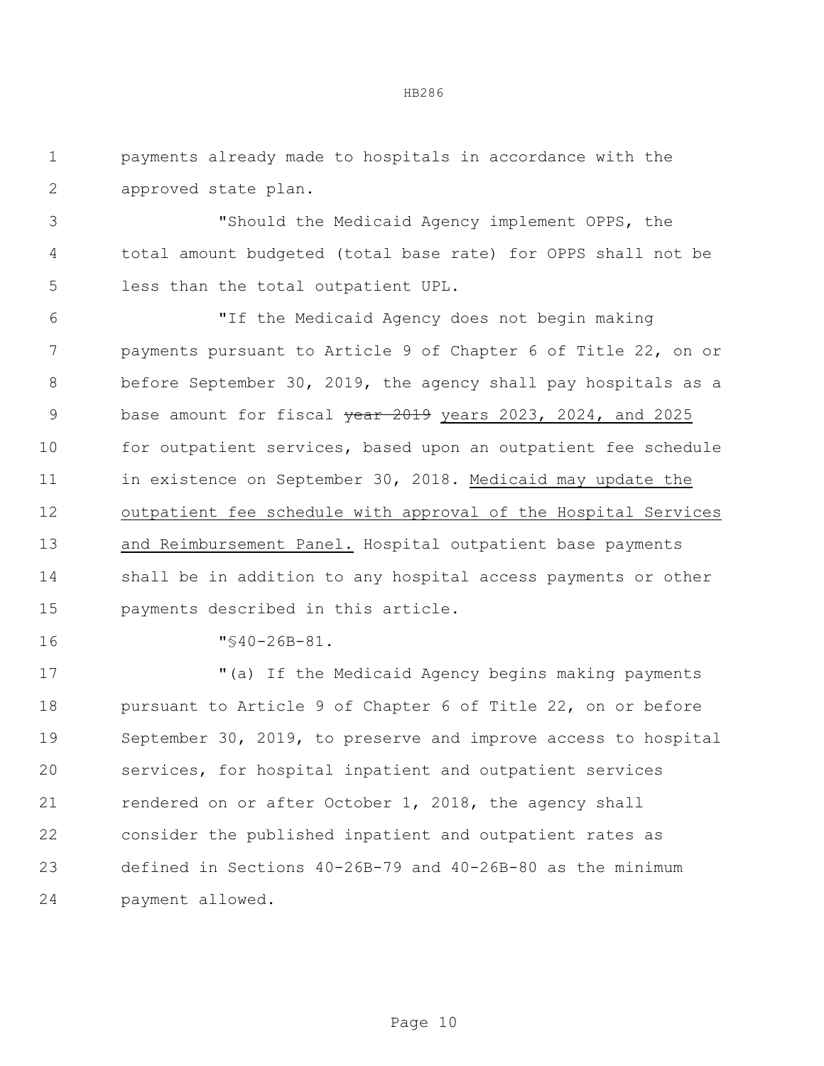payments already made to hospitals in accordance with the approved state plan.

"Should the Medicaid Agency implement OPPS, the total amount budgeted (total base rate) for OPPS shall not be less than the total outpatient UPL.

"If the Medicaid Agency does not begin making payments pursuant to Article 9 of Chapter 6 of Title 22, on or before September 30, 2019, the agency shall pay hospitals as a base amount for fiscal ~~year 2019~~ <u>years 2023, 2024, and 2025</u> for outpatient services, based upon an outpatient fee schedule in existence on September 30, 2018. <u>Medicaid may update the outpatient fee schedule with approval of the Hospital Services and Reimbursement Panel.</u> Hospital outpatient base payments shall be in addition to any hospital access payments or other payments described in this article.

"§40-26B-81.

"(a) If the Medicaid Agency begins making payments pursuant to Article 9 of Chapter 6 of Title 22, on or before September 30, 2019, to preserve and improve access to hospital services, for hospital inpatient and outpatient services rendered on or after October 1, 2018, the agency shall consider the published inpatient and outpatient rates as defined in Sections 40-26B-79 and 40-26B-80 as the minimum payment allowed.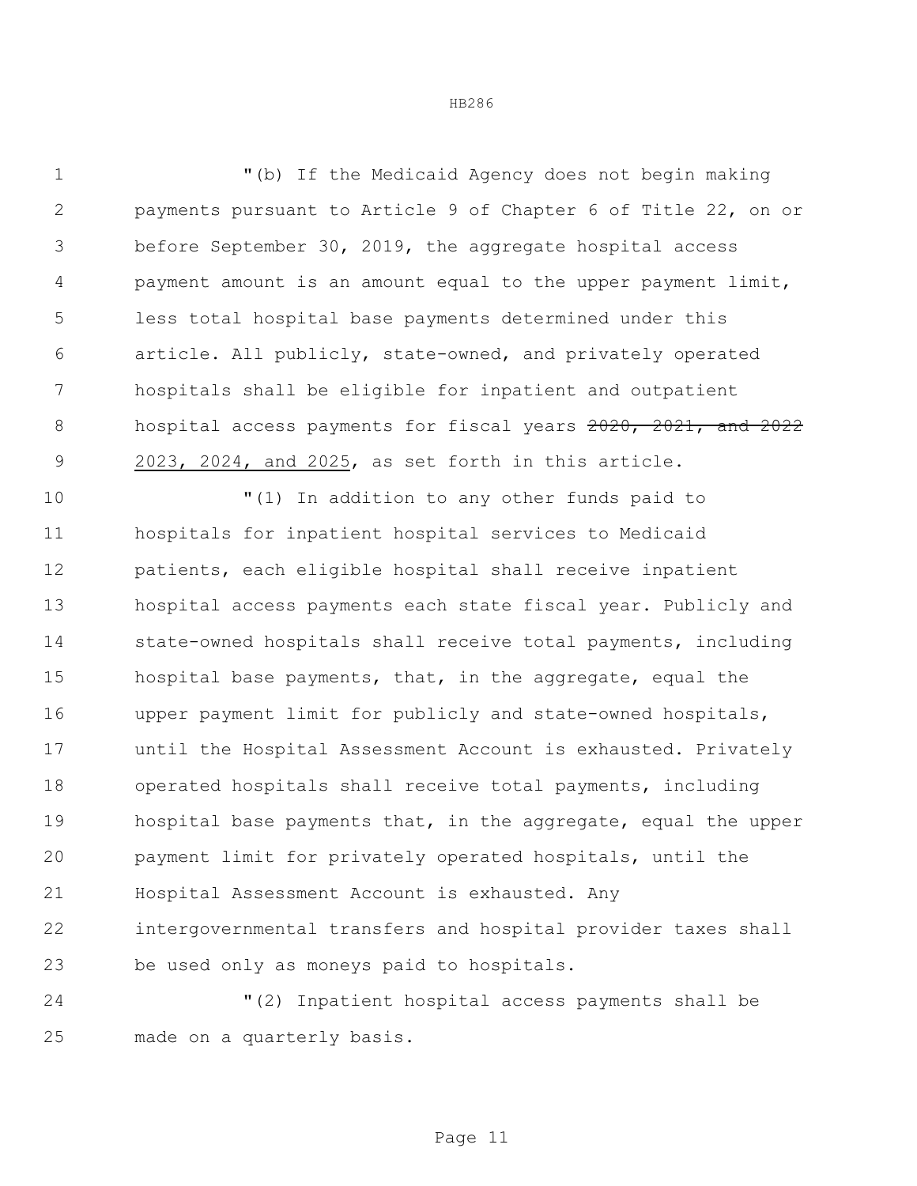"(b) If the Medicaid Agency does not begin making payments pursuant to Article 9 of Chapter 6 of Title 22, on or before September 30, 2019, the aggregate hospital access payment amount is an amount equal to the upper payment limit, less total hospital base payments determined under this article. All publicly, state-owned, and privately operated hospitals shall be eligible for inpatient and outpatient hospital access payments for fiscal years ~~2020, 2021, and 2022~~ <u>2023, 2024, and 2025</u>, as set forth in this article.

"(1) In addition to any other funds paid to hospitals for inpatient hospital services to Medicaid patients, each eligible hospital shall receive inpatient hospital access payments each state fiscal year. Publicly and state-owned hospitals shall receive total payments, including hospital base payments, that, in the aggregate, equal the upper payment limit for publicly and state-owned hospitals, until the Hospital Assessment Account is exhausted. Privately operated hospitals shall receive total payments, including hospital base payments that, in the aggregate, equal the upper payment limit for privately operated hospitals, until the Hospital Assessment Account is exhausted. Any intergovernmental transfers and hospital provider taxes shall be used only as moneys paid to hospitals.

"(2) Inpatient hospital access payments shall be made on a quarterly basis.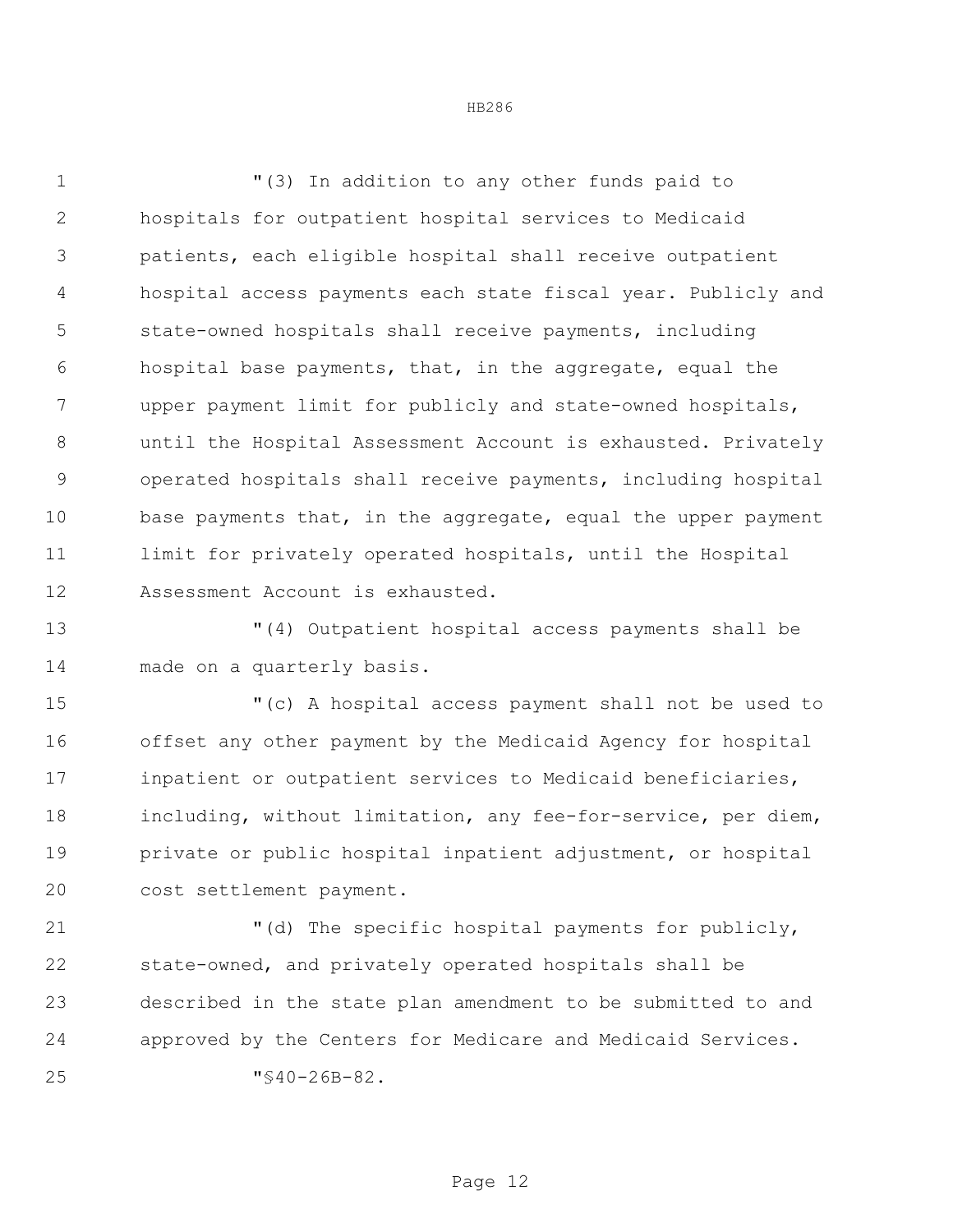"(3) In addition to any other funds paid to hospitals for outpatient hospital services to Medicaid patients, each eligible hospital shall receive outpatient hospital access payments each state fiscal year. Publicly and state-owned hospitals shall receive payments, including hospital base payments, that, in the aggregate, equal the upper payment limit for publicly and state-owned hospitals, until the Hospital Assessment Account is exhausted. Privately operated hospitals shall receive payments, including hospital base payments that, in the aggregate, equal the upper payment limit for privately operated hospitals, until the Hospital Assessment Account is exhausted.

"(4) Outpatient hospital access payments shall be made on a quarterly basis.

"(c) A hospital access payment shall not be used to offset any other payment by the Medicaid Agency for hospital inpatient or outpatient services to Medicaid beneficiaries, including, without limitation, any fee-for-service, per diem, private or public hospital inpatient adjustment, or hospital cost settlement payment.

"(d) The specific hospital payments for publicly, state-owned, and privately operated hospitals shall be described in the state plan amendment to be submitted to and approved by the Centers for Medicare and Medicaid Services.

"§40-26B-82.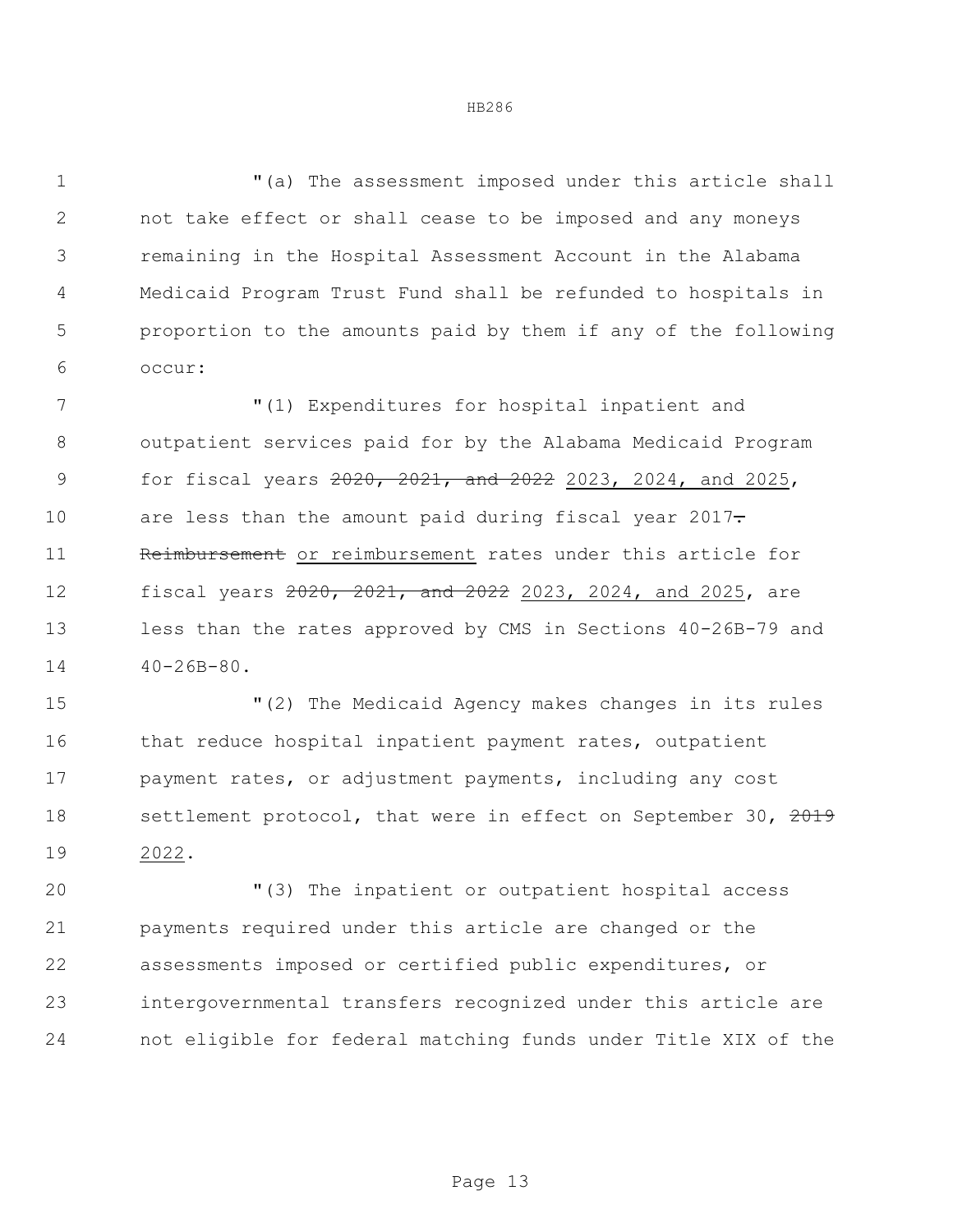"(a) The assessment imposed under this article shall not take effect or shall cease to be imposed and any moneys remaining in the Hospital Assessment Account in the Alabama Medicaid Program Trust Fund shall be refunded to hospitals in proportion to the amounts paid by them if any of the following occur:

"(1) Expenditures for hospital inpatient and outpatient services paid for by the Alabama Medicaid Program for fiscal years ~~2020, 2021, and 2022~~ 2023, 2024, and 2025, are less than the amount paid during fiscal year 2017~~.~~ ~~Reimbursement~~ or reimbursement rates under this article for fiscal years ~~2020, 2021, and 2022~~ 2023, 2024, and 2025, are less than the rates approved by CMS in Sections 40-26B-79 and 40-26B-80.

"(2) The Medicaid Agency makes changes in its rules that reduce hospital inpatient payment rates, outpatient payment rates, or adjustment payments, including any cost settlement protocol, that were in effect on September 30, ~~2019~~ 2022.

"(3) The inpatient or outpatient hospital access payments required under this article are changed or the assessments imposed or certified public expenditures, or intergovernmental transfers recognized under this article are not eligible for federal matching funds under Title XIX of the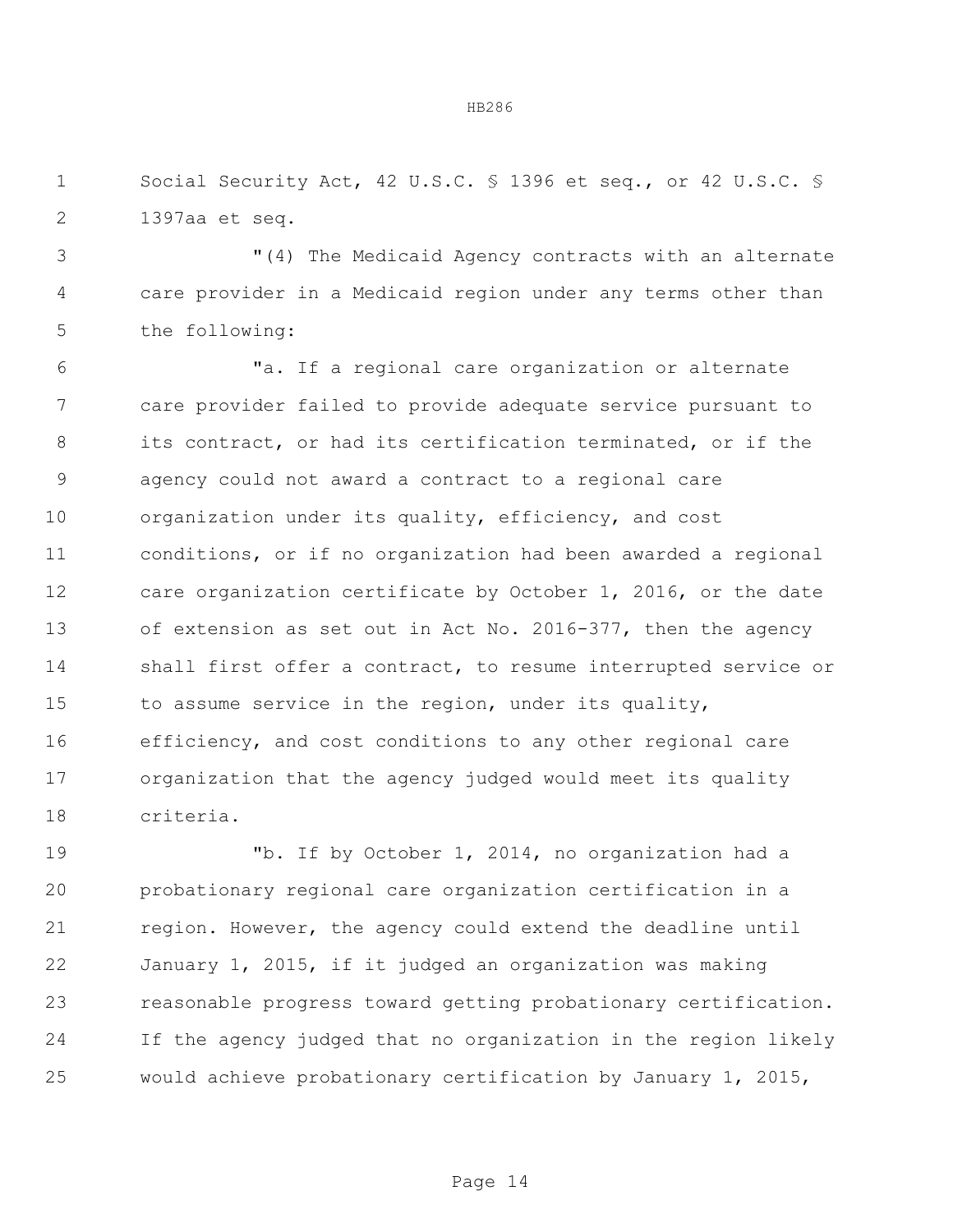Social Security Act, 42 U.S.C. § 1396 et seq., or 42 U.S.C. § 1397aa et seq.

"(4) The Medicaid Agency contracts with an alternate care provider in a Medicaid region under any terms other than the following:

"a. If a regional care organization or alternate care provider failed to provide adequate service pursuant to its contract, or had its certification terminated, or if the agency could not award a contract to a regional care organization under its quality, efficiency, and cost conditions, or if no organization had been awarded a regional care organization certificate by October 1, 2016, or the date of extension as set out in Act No. 2016-377, then the agency shall first offer a contract, to resume interrupted service or to assume service in the region, under its quality, efficiency, and cost conditions to any other regional care organization that the agency judged would meet its quality criteria.

"b. If by October 1, 2014, no organization had a probationary regional care organization certification in a region. However, the agency could extend the deadline until January 1, 2015, if it judged an organization was making reasonable progress toward getting probationary certification. If the agency judged that no organization in the region likely would achieve probationary certification by January 1, 2015,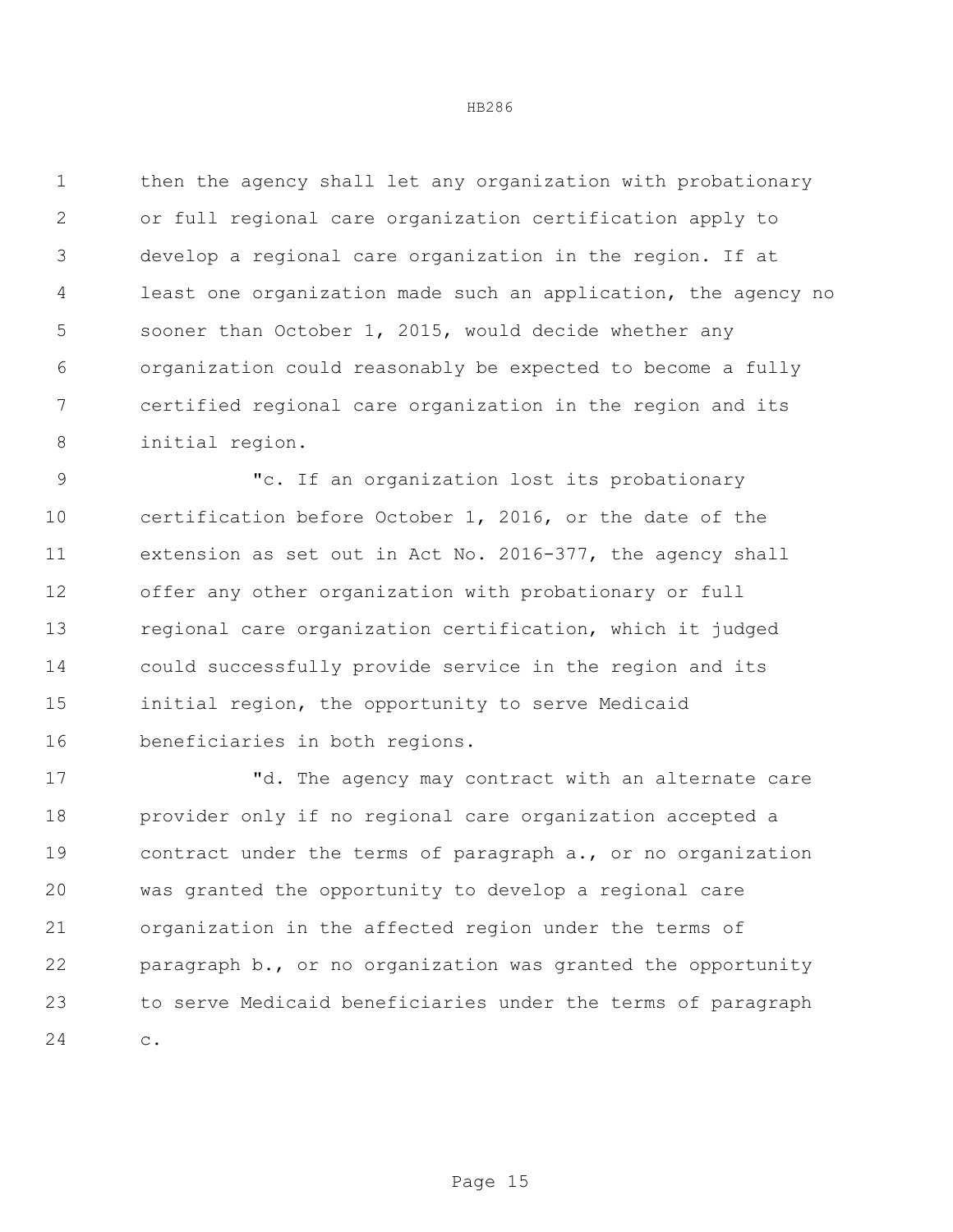then the agency shall let any organization with probationary or full regional care organization certification apply to develop a regional care organization in the region. If at least one organization made such an application, the agency no sooner than October 1, 2015, would decide whether any organization could reasonably be expected to become a fully certified regional care organization in the region and its initial region.

"c. If an organization lost its probationary certification before October 1, 2016, or the date of the extension as set out in Act No. 2016-377, the agency shall offer any other organization with probationary or full regional care organization certification, which it judged could successfully provide service in the region and its initial region, the opportunity to serve Medicaid beneficiaries in both regions.

"d. The agency may contract with an alternate care provider only if no regional care organization accepted a contract under the terms of paragraph a., or no organization was granted the opportunity to develop a regional care organization in the affected region under the terms of paragraph b., or no organization was granted the opportunity to serve Medicaid beneficiaries under the terms of paragraph c.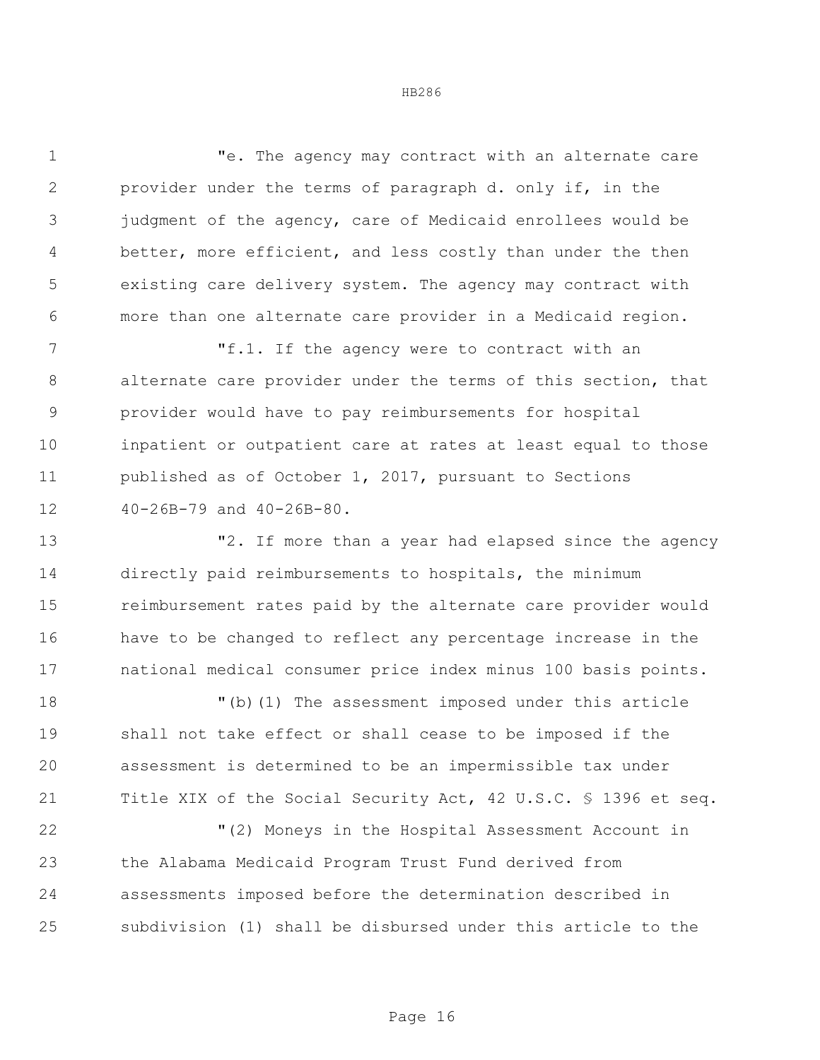"e. The agency may contract with an alternate care provider under the terms of paragraph d. only if, in the judgment of the agency, care of Medicaid enrollees would be better, more efficient, and less costly than under the then existing care delivery system. The agency may contract with more than one alternate care provider in a Medicaid region.

"f.1. If the agency were to contract with an alternate care provider under the terms of this section, that provider would have to pay reimbursements for hospital inpatient or outpatient care at rates at least equal to those published as of October 1, 2017, pursuant to Sections 40-26B-79 and 40-26B-80.

"2. If more than a year had elapsed since the agency directly paid reimbursements to hospitals, the minimum reimbursement rates paid by the alternate care provider would have to be changed to reflect any percentage increase in the national medical consumer price index minus 100 basis points.

"(b)(1) The assessment imposed under this article shall not take effect or shall cease to be imposed if the assessment is determined to be an impermissible tax under Title XIX of the Social Security Act, 42 U.S.C. § 1396 et seq.

"(2) Moneys in the Hospital Assessment Account in the Alabama Medicaid Program Trust Fund derived from assessments imposed before the determination described in subdivision (1) shall be disbursed under this article to the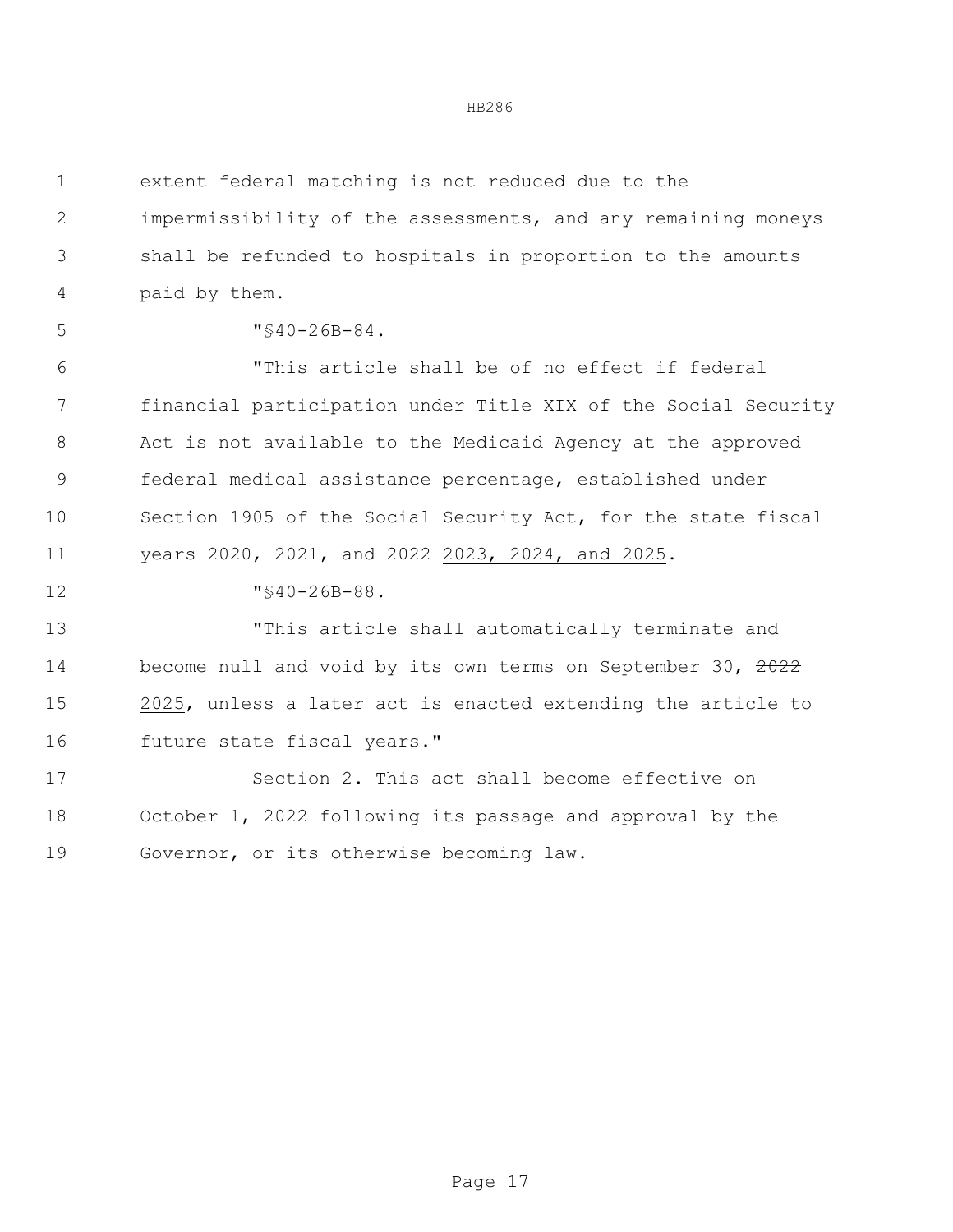extent federal matching is not reduced due to the impermissibility of the assessments, and any remaining moneys shall be refunded to hospitals in proportion to the amounts paid by them.

"§40-26B-84.

"This article shall be of no effect if federal financial participation under Title XIX of the Social Security Act is not available to the Medicaid Agency at the approved federal medical assistance percentage, established under Section 1905 of the Social Security Act, for the state fiscal years ~~2020, 2021, and 2022~~ <u>2023, 2024, and 2025</u>.

"§40-26B-88.

"This article shall automatically terminate and become null and void by its own terms on September 30, ~~2022~~ <u>2025</u>, unless a later act is enacted extending the article to future state fiscal years."

Section 2. This act shall become effective on October 1, 2022 following its passage and approval by the Governor, or its otherwise becoming law.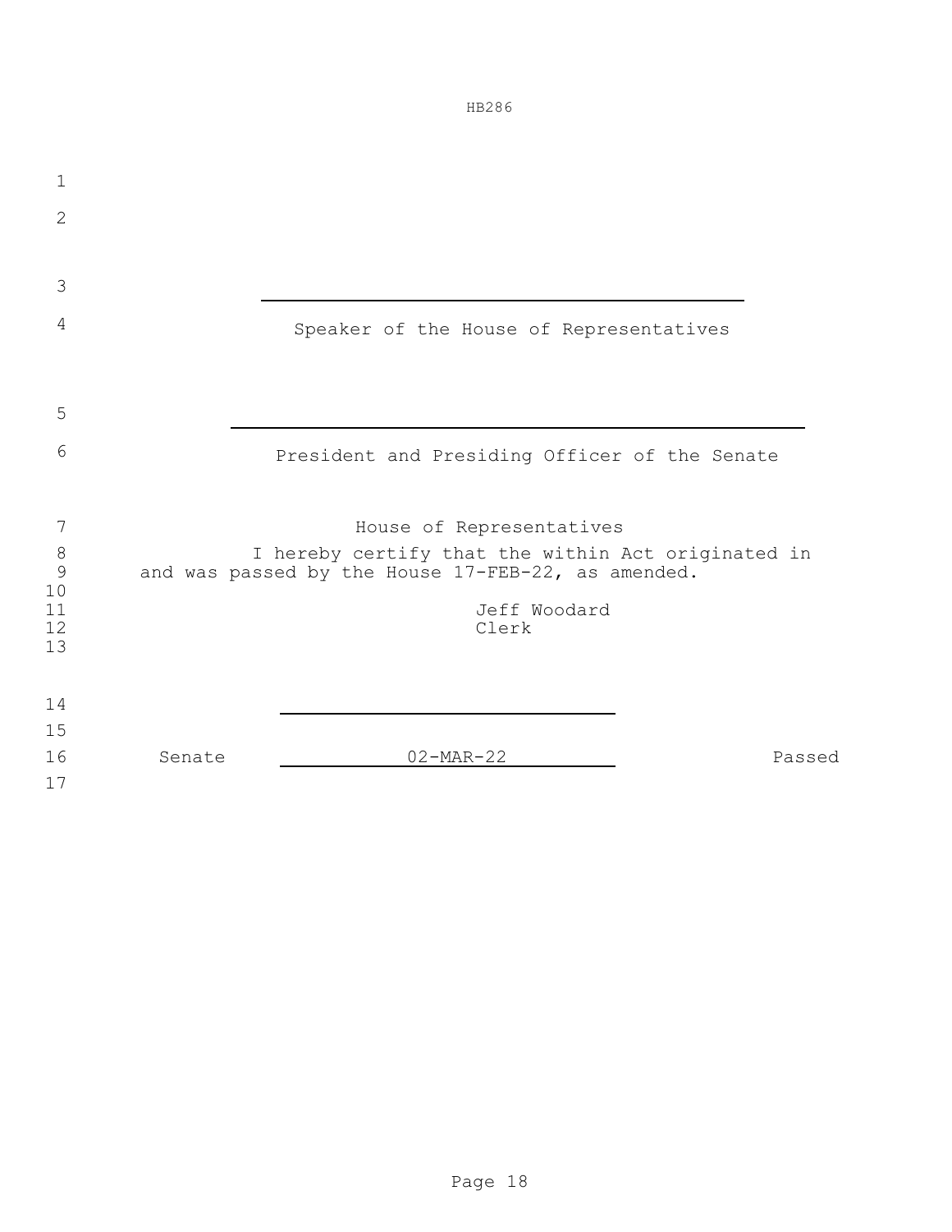\_\_\_\_\_\_\_\_\_\_\_\_\_\_\_\_\_\_\_\_\_\_\_\_\_\_\_\_\_\_\_\_\_\_\_\_\_\_\_\_

Speaker of the House of Representatives

\_\_\_\_\_\_\_\_\_\_\_\_\_\_\_\_\_\_\_\_\_\_\_\_\_\_\_\_\_\_\_\_\_\_\_\_\_\_\_\_

President and Presiding Officer of the Senate

House of Representatives

I hereby certify that the within Act originated in and was passed by the House 17-FEB-22, as amended.

Jeff Woodard
Clerk

\_\_\_\_\_\_\_\_\_\_\_\_\_\_\_\_\_\_\_\_\_\_\_\_\_\_\_\_

Senate 02-MAR-22 Passed